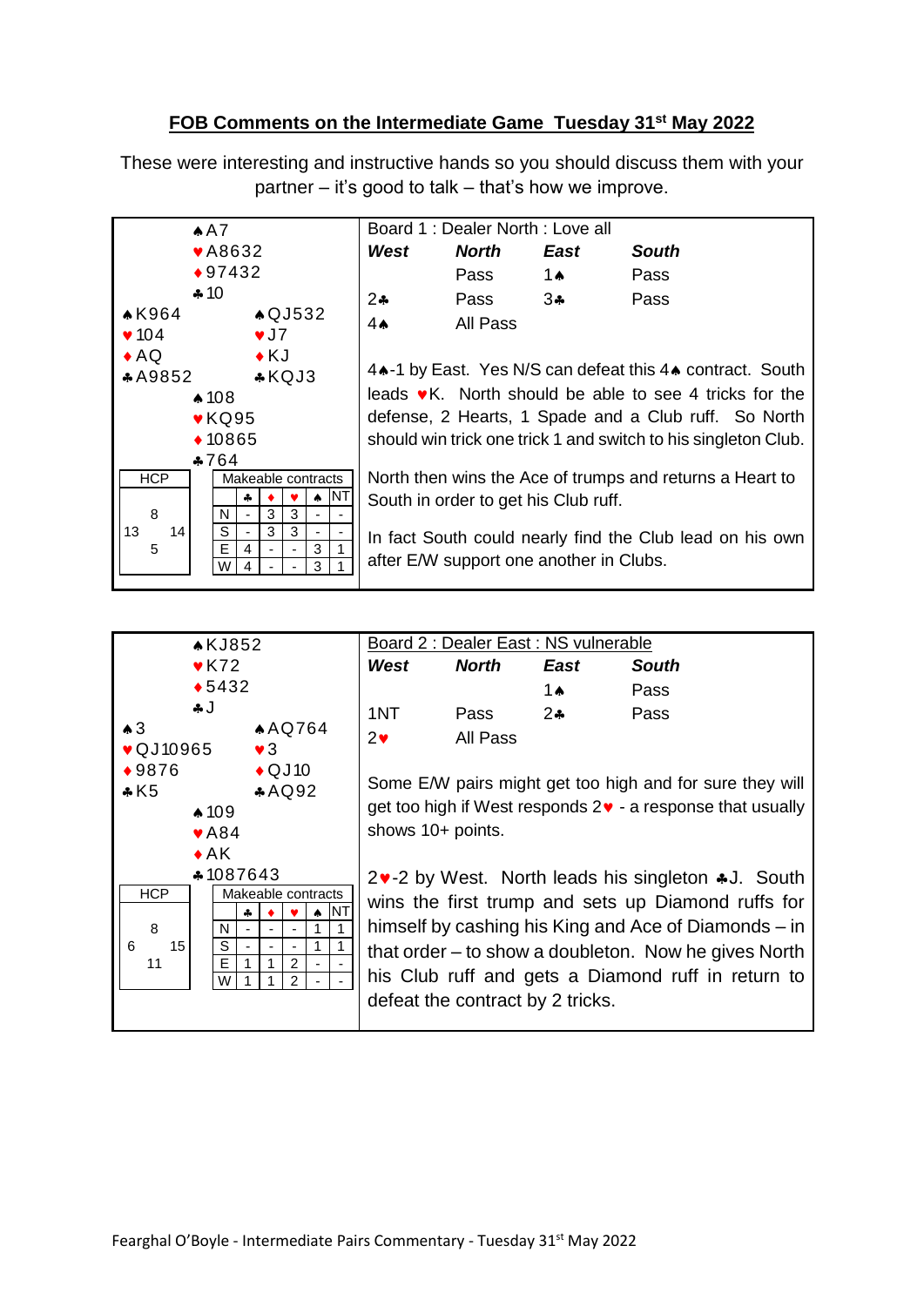## FOB Comments on the Intermediate Game Tuesday 31st May 2022

These were interesting and instructive hands so you should discuss them with your partner – it's good to talk – that's how we improve.

### Board 1 : Dealer North : Love all

**North:** ♠A7 ♥A8632 ♦97432 ♣10

**West:** ♠K964 ♥104 ♦AQ ♣A9852

**East:** ♠QJ532 ♥J7 ♦KJ ♣KQJ3

**South:** ♠108 ♥KQ95 ♦10865 ♣764

**HCP:** N 8, W 13, E 14, S 5

**Makeable contracts**

| | ♣ | ♦ | ♥ | ♠ | NT |
|---|---|---|---|---|---|
| N | - | 3 | 3 | - | - |
| S | - | 3 | 3 | - | - |
| E | 4 | - | - | 3 | 1 |
| W | 4 | - | - | 3 | 1 |

| ***West*** | ***North*** | ***East*** | ***South*** |
|---|---|---|---|
| | Pass | 1♠ | Pass |
| 2♣ | Pass | 3♣ | Pass |
| 4♠ | All Pass | | |

4♠-1 by East. Yes N/S can defeat this 4♠ contract. South leads ♥K. North should be able to see 4 tricks for the defense, 2 Hearts, 1 Spade and a Club ruff. So North should win trick one trick 1 and switch to his singleton Club.

North then wins the Ace of trumps and returns a Heart to South in order to get his Club ruff.

In fact South could nearly find the Club lead on his own after E/W support one another in Clubs.

### Board 2 : Dealer East : NS vulnerable

**North:** ♠KJ852 ♥K72 ♦5432 ♣J

**West:** ♠3 ♥QJ10965 ♦9876 ♣K5

**East:** ♠AQ764 ♥3 ♦QJ10 ♣AQ92

**South:** ♠109 ♥A84 ♦AK ♣1087643

**HCP:** N 8, W 6, E 15, S 11

**Makeable contracts**

| | ♣ | ♦ | ♥ | ♠ | NT |
|---|---|---|---|---|---|
| N | - | - | - | 1 | 1 |
| S | - | - | - | 1 | 1 |
| E | 1 | 1 | 2 | - | - |
| W | 1 | 1 | 2 | - | - |

| ***West*** | ***North*** | ***East*** | ***South*** |
|---|---|---|---|
| | | 1♠ | Pass |
| 1NT | Pass | 2♣ | Pass |
| 2♥ | All Pass | | |

Some E/W pairs might get too high and for sure they will get too high if West responds 2♥ - a response that usually shows 10+ points.

2♥-2 by West. North leads his singleton ♣J. South wins the first trump and sets up Diamond ruffs for himself by cashing his King and Ace of Diamonds – in that order – to show a doubleton. Now he gives North his Club ruff and gets a Diamond ruff in return to defeat the contract by 2 tricks.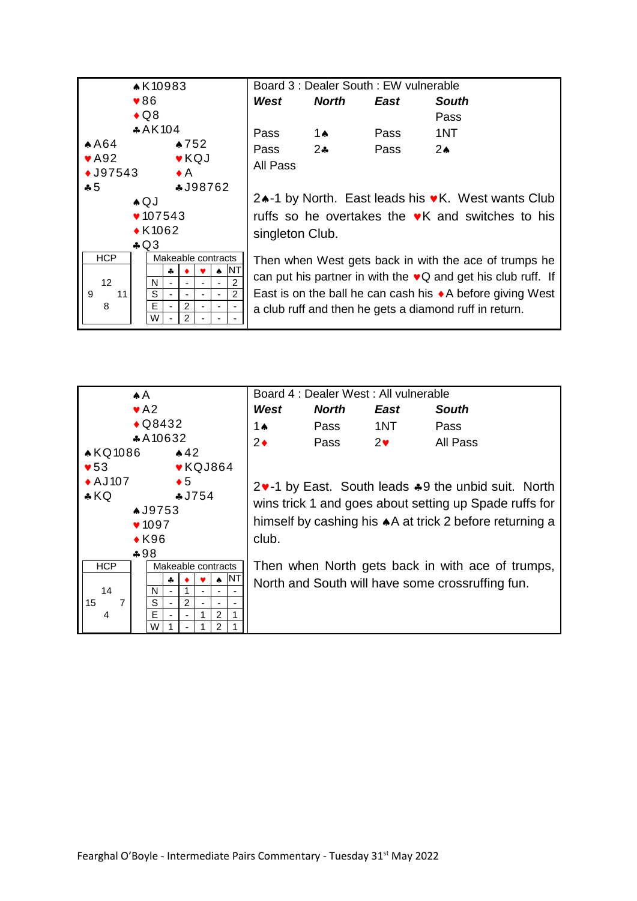## Board 3 : Dealer South : EW vulnerable

North
♠K10983
♥86
♦Q8
♣AK104

West
♠A64
♥A92
♦J97543
♣5

East
♠752
♥KQJ
♦A
♣J98762

South
♠QJ
♥107543
♦K1062
♣Q3

| HCP | |
|---|---|
| N | 12 |
| W | 9 |
| E | 11 |
| S | 8 |

Makeable contracts

| | ♣ | ♦ | ♥ | ♠ | NT |
|---|---|---|---|---|---|
| N | - | - | - | - | 2 |
| S | - | - | - | - | 2 |
| E | - | 2 | - | - | - |
| W | - | 2 | - | - | - |

| *West* | *North* | *East* | *South* |
|---|---|---|---|
| | | | Pass |
| Pass | 1♠ | Pass | 1NT |
| Pass | 2♣ | Pass | 2♠ |
| All Pass | | | |

2♠-1 by North. East leads his ♥K. West wants Club ruffs so he overtakes the ♥K and switches to his singleton Club.

Then when West gets back in with the ace of trumps he can put his partner in with the ♥Q and get his club ruff. If East is on the ball he can cash his ♦A before giving West a club ruff and then he gets a diamond ruff in return.

## Board 4 : Dealer West : All vulnerable

North
♠A
♥A2
♦Q8432
♣A10632

West
♠KQ1086
♥53
♦AJ107
♣KQ

East
♠42
♥KQJ864
♦5
♣J754

South
♠J9753
♥1097
♦K96
♣98

| HCP | |
|---|---|
| N | 14 |
| W | 15 |
| E | 7 |
| S | 4 |

Makeable contracts

| | ♣ | ♦ | ♥ | ♠ | NT |
|---|---|---|---|---|---|
| N | - | 1 | - | - | - |
| S | - | 2 | - | - | - |
| E | - | - | 1 | 2 | 1 |
| W | 1 | - | 1 | 2 | 1 |

| *West* | *North* | *East* | *South* |
|---|---|---|---|
| 1♠ | Pass | 1NT | Pass |
| 2♦ | Pass | 2♥ | All Pass |

2♥-1 by East. South leads ♣9 the unbid suit. North wins trick 1 and goes about setting up Spade ruffs for himself by cashing his ♠A at trick 2 before returning a club.

Then when North gets back in with ace of trumps, North and South will have some crossruffing fun.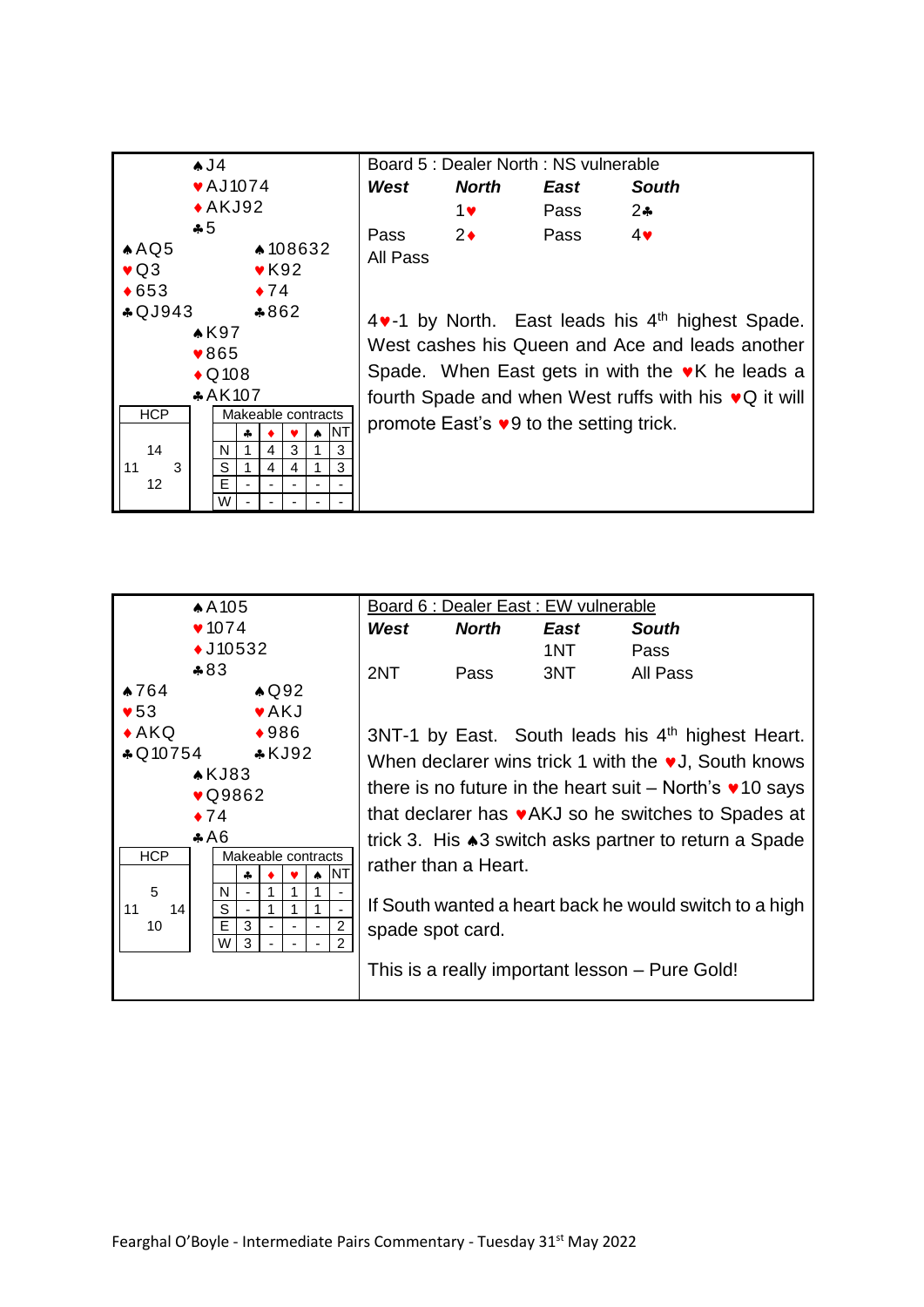## Board 5 : Dealer North : NS vulnerable

**North**
♠J4
♥AJ1074
♦AKJ92
♣5

**West**
♠AQ5
♥Q3
♦653
♣QJ943

**East**
♠108632
♥K92
♦74
♣862

**South**
♠K97
♥865
♦Q108
♣AK107

| HCP | |
|---|---|
| North | 14 |
| West | 11 |
| East | 3 |
| South | 12 |

Makeable contracts

| | ♣ | ♦ | ♥ | ♠ | NT |
|---|---|---|---|---|---|
| N | 1 | 4 | 3 | 1 | 3 |
| S | 1 | 4 | 4 | 1 | 3 |
| E | - | - | - | - | - |
| W | - | - | - | - | - |

| *West* | *North* | *East* | *South* |
|---|---|---|---|
| | 1♥ | Pass | 2♣ |
| Pass | 2♦ | Pass | 4♥ |
| All Pass | | | |

4♥-1 by North. East leads his 4th highest Spade. West cashes his Queen and Ace and leads another Spade. When East gets in with the ♥K he leads a fourth Spade and when West ruffs with his ♥Q it will promote East's ♥9 to the setting trick.

## Board 6 : Dealer East : EW vulnerable

**North**
♠A105
♥1074
♦J10532
♣83

**West**
♠764
♥53
♦AKQ
♣Q10754

**East**
♠Q92
♥AKJ
♦986
♣KJ92

**South**
♠KJ83
♥Q9862
♦74
♣A6

| HCP | |
|---|---|
| North | 5 |
| West | 11 |
| East | 14 |
| South | 10 |

Makeable contracts

| | ♣ | ♦ | ♥ | ♠ | NT |
|---|---|---|---|---|---|
| N | - | 1 | 1 | 1 | - |
| S | - | 1 | 1 | 1 | - |
| E | 3 | - | - | - | 2 |
| W | 3 | - | - | - | 2 |

| *West* | *North* | *East* | *South* |
|---|---|---|---|
| | | 1NT | Pass |
| 2NT | Pass | 3NT | All Pass |

3NT-1 by East. South leads his 4th highest Heart. When declarer wins trick 1 with the ♥J, South knows there is no future in the heart suit – North's ♥10 says that declarer has ♥AKJ so he switches to Spades at trick 3. His ♠3 switch asks partner to return a Spade rather than a Heart.

If South wanted a heart back he would switch to a high spade spot card.

This is a really important lesson – Pure Gold!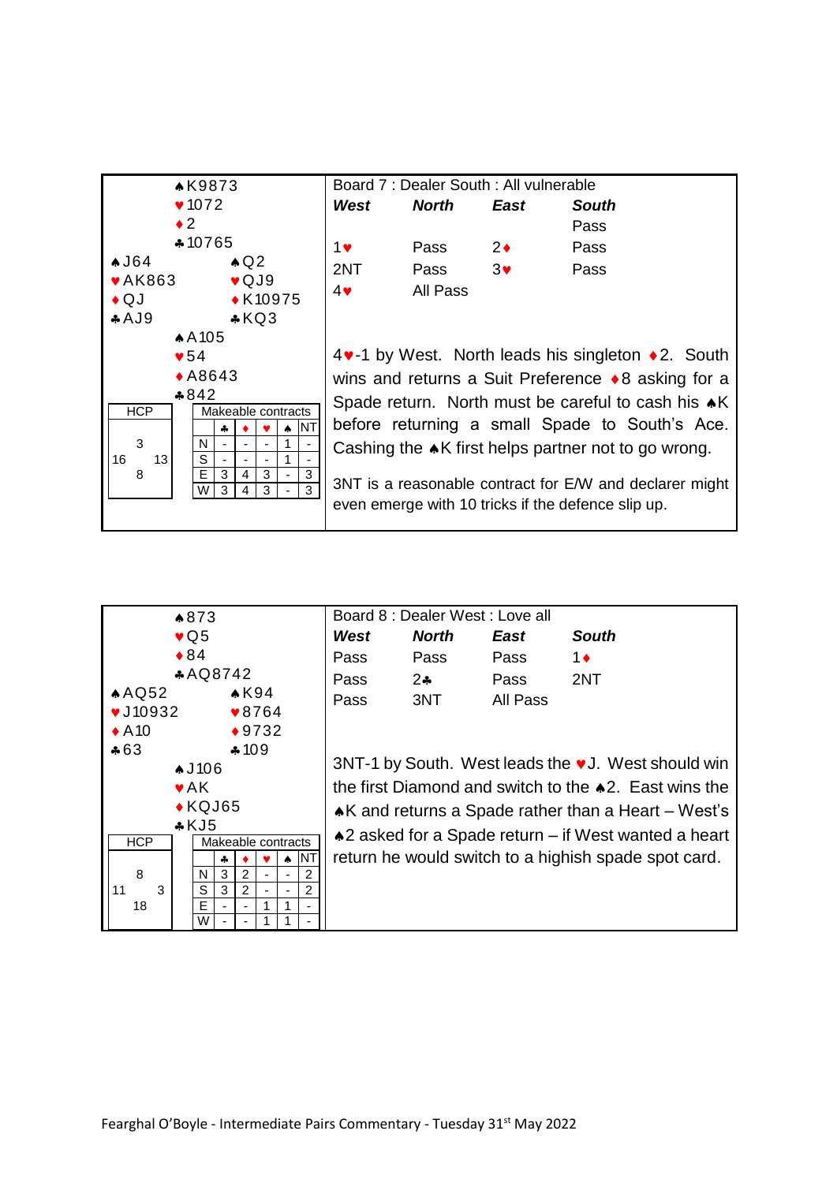## Board 7 : Dealer South : All vulnerable

**North**
♠K9873
♥1072
♦2
♣10765

**West**
♠J64
♥AK863
♦QJ
♣AJ9

**East**
♠Q2
♥QJ9
♦K10975
♣KQ3

**South**
♠A105
♥54
♦A8643
♣842

**HCP**

| | N | |
|---|---|---|
| | 3 | |
| W 16 | | E 13 |
| | 8 | |
| | S | |

**Makeable contracts**

| | ♣ | ♦ | ♥ | ♠ | NT |
|---|---|---|---|---|---|
| N | - | - | - | 1 | - |
| S | - | - | - | 1 | - |
| E | 3 | 4 | 3 | - | 3 |
| W | 3 | 4 | 3 | - | 3 |

| *West* | *North* | *East* | *South* |
|---|---|---|---|
| | | | Pass |
| 1♥ | Pass | 2♦ | Pass |
| 2NT | Pass | 3♥ | Pass |
| 4♥ | All Pass | | |

4♥-1 by West. North leads his singleton ♦2. South wins and returns a Suit Preference ♦8 asking for a Spade return. North must be careful to cash his ♠K before returning a small Spade to South's Ace. Cashing the ♠K first helps partner not to go wrong.

3NT is a reasonable contract for E/W and declarer might even emerge with 10 tricks if the defence slip up.

## Board 8 : Dealer West : Love all

**North**
♠873
♥Q5
♦84
♣AQ8742

**West**
♠AQ52
♥J10932
♦A10
♣63

**East**
♠K94
♥8764
♦9732
♣109

**South**
♠J106
♥AK
♦KQJ65
♣KJ5

**HCP**

| | N | |
|---|---|---|
| | 8 | |
| W 11 | | E 3 |
| | 18 | |
| | S | |

**Makeable contracts**

| | ♣ | ♦ | ♥ | ♠ | NT |
|---|---|---|---|---|---|
| N | 3 | 2 | - | - | 2 |
| S | 3 | 2 | - | - | 2 |
| E | - | - | 1 | 1 | - |
| W | - | - | 1 | 1 | - |

| *West* | *North* | *East* | *South* |
|---|---|---|---|
| Pass | Pass | Pass | 1♦ |
| Pass | 2♣ | Pass | 2NT |
| Pass | 3NT | All Pass | |

3NT-1 by South. West leads the ♥J. West should win the first Diamond and switch to the ♠2. East wins the ♠K and returns a Spade rather than a Heart – West's ♠2 asked for a Spade return – if West wanted a heart return he would switch to a highish spade spot card.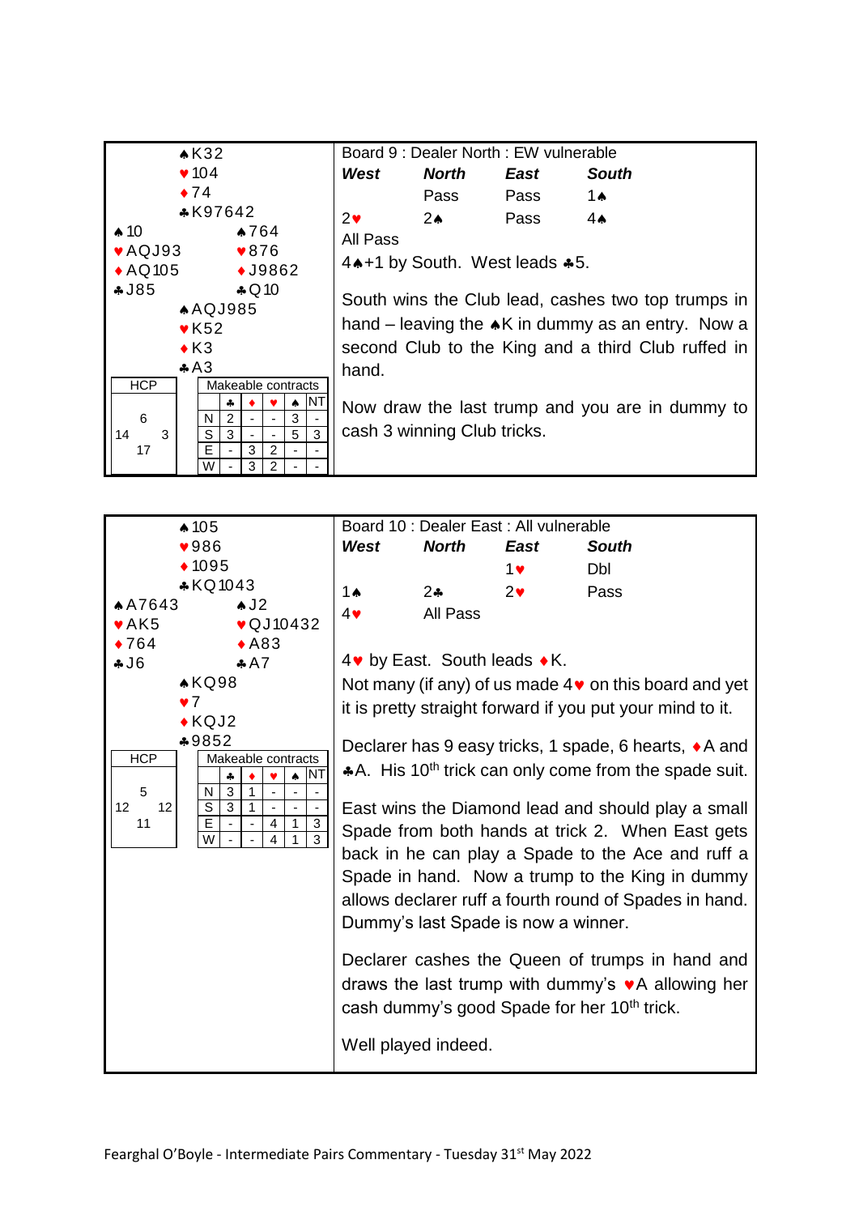## Board 9 : Dealer North : EW vulnerable

**North**
♠K32
♥104
♦74
♣K97642

**West**
♠10
♥AQJ93
♦AQ105
♣J85

**East**
♠764
♥876
♦J9862
♣Q10

**South**
♠AQJ985
♥K52
♦K3
♣A3

**HCP:** N 6, W 14, E 3, S 17

**Makeable contracts**

| | ♣ | ♦ | ♥ | ♠ | NT |
|---|---|---|---|---|---|
| N | 2 | - | - | 3 | - |
| S | 3 | - | - | 5 | 3 |
| E | - | 3 | 2 | - | - |
| W | - | 3 | 2 | - | - |

| *West* | *North* | *East* | *South* |
|---|---|---|---|
| | Pass | Pass | 1♠ |
| 2♥ | 2♠ | Pass | 4♠ |
| All Pass | | | |

4♠+1 by South. West leads ♣5.

South wins the Club lead, cashes two top trumps in hand – leaving the ♠K in dummy as an entry. Now a second Club to the King and a third Club ruffed in hand.

Now draw the last trump and you are in dummy to cash 3 winning Club tricks.

## Board 10 : Dealer East : All vulnerable

**North**
♠105
♥986
♦1095
♣KQ1043

**West**
♠A7643
♥AK5
♦764
♣J6

**East**
♠J2
♥QJ10432
♦A83
♣A7

**South**
♠KQ98
♥7
♦KQJ2
♣9852

**HCP:** N 5, W 12, E 12, S 11

**Makeable contracts**

| | ♣ | ♦ | ♥ | ♠ | NT |
|---|---|---|---|---|---|
| N | 3 | 1 | - | - | - |
| S | 3 | 1 | - | - | - |
| E | - | - | 4 | 1 | 3 |
| W | - | - | 4 | 1 | 3 |

| *West* | *North* | *East* | *South* |
|---|---|---|---|
| | | 1♥ | Dbl |
| 1♠ | 2♣ | 2♥ | Pass |
| 4♥ | All Pass | | |

4♥ by East. South leads ♦K.

Not many (if any) of us made 4♥ on this board and yet it is pretty straight forward if you put your mind to it.

Declarer has 9 easy tricks, 1 spade, 6 hearts, ♦A and ♣A. His 10th trick can only come from the spade suit.

East wins the Diamond lead and should play a small Spade from both hands at trick 2. When East gets back in he can play a Spade to the Ace and ruff a Spade in hand. Now a trump to the King in dummy allows declarer ruff a fourth round of Spades in hand. Dummy's last Spade is now a winner.

Declarer cashes the Queen of trumps in hand and draws the last trump with dummy's ♥A allowing her cash dummy's good Spade for her 10th trick.

Well played indeed.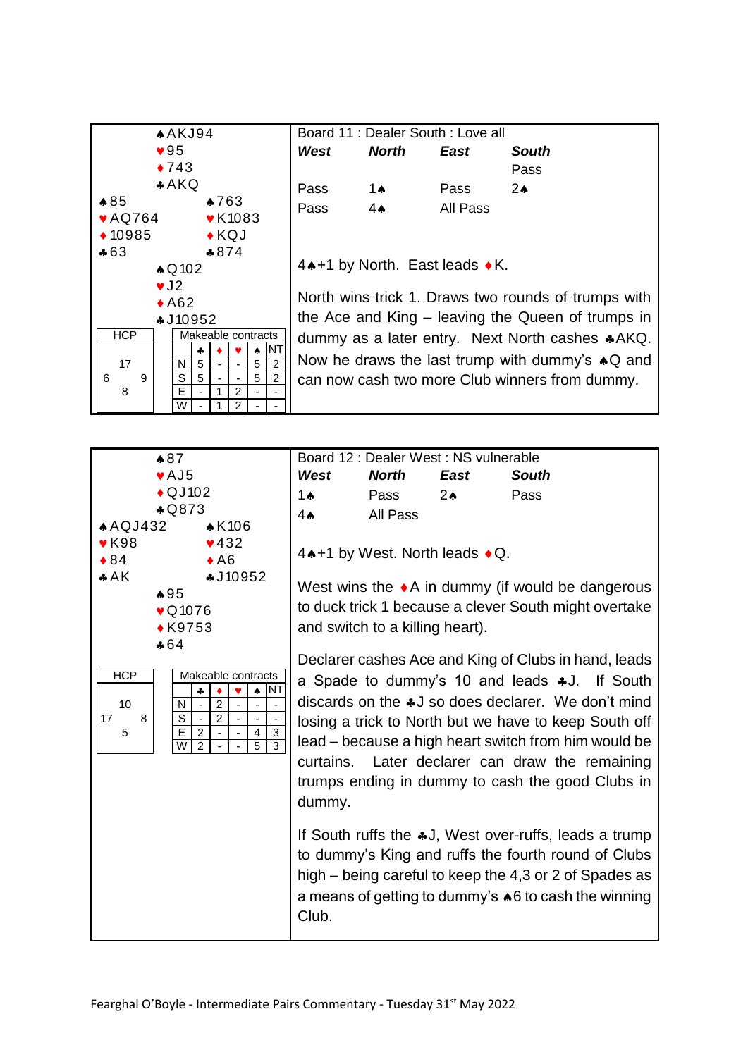## Board 11 : Dealer South : Love all

**North**
♠AKJ94
♥95
♦743
♣AKQ

**West**
♠85
♥AQ764
♦10985
♣63

**East**
♠763
♥K1083
♦KQJ
♣874

**South**
♠Q102
♥J2
♦A62
♣J10952

HCP: N 17, E 9, S 8, W 6

| Makeable contracts | ♣ | ♦ | ♥ | ♠ | NT |
|---|---|---|---|---|---|
| N | 5 | - | - | 5 | 2 |
| S | 5 | - | - | 5 | 2 |
| E | - | 1 | 2 | - | - |
| W | - | 1 | 2 | - | - |

| *West* | *North* | *East* | *South* |
|---|---|---|---|
| | | | Pass |
| Pass | 1♠ | Pass | 2♠ |
| Pass | 4♠ | All Pass | |

4♠+1 by North. East leads ♦K.

North wins trick 1. Draws two rounds of trumps with the Ace and King – leaving the Queen of trumps in dummy as a later entry. Next North cashes ♣AKQ. Now he draws the last trump with dummy's ♠Q and can now cash two more Club winners from dummy.

## Board 12 : Dealer West : NS vulnerable

**North**
♠87
♥AJ5
♦QJ102
♣Q873

**West**
♠AQJ432
♥K98
♦84
♣AK

**East**
♠K106
♥432
♦A6
♣J10952

**South**
♠95
♥Q1076
♦K9753
♣64

HCP: N 10, E 8, S 5, W 17

| Makeable contracts | ♣ | ♦ | ♥ | ♠ | NT |
|---|---|---|---|---|---|
| N | - | 2 | - | - | - |
| S | - | 2 | - | - | - |
| E | 2 | - | - | 4 | 3 |
| W | 2 | - | - | 5 | 3 |

| *West* | *North* | *East* | *South* |
|---|---|---|---|
| 1♠ | Pass | 2♠ | Pass |
| 4♠ | All Pass | | |

4♠+1 by West. North leads ♦Q.

West wins the ♦A in dummy (if would be dangerous to duck trick 1 because a clever South might overtake and switch to a killing heart).

Declarer cashes Ace and King of Clubs in hand, leads a Spade to dummy's 10 and leads ♣J. If South discards on the ♣J so does declarer. We don't mind losing a trick to North but we have to keep South off lead – because a high heart switch from him would be curtains. Later declarer can draw the remaining trumps ending in dummy to cash the good Clubs in dummy.

If South ruffs the ♣J, West over-ruffs, leads a trump to dummy's King and ruffs the fourth round of Clubs high – being careful to keep the 4,3 or 2 of Spades as a means of getting to dummy's ♠6 to cash the winning Club.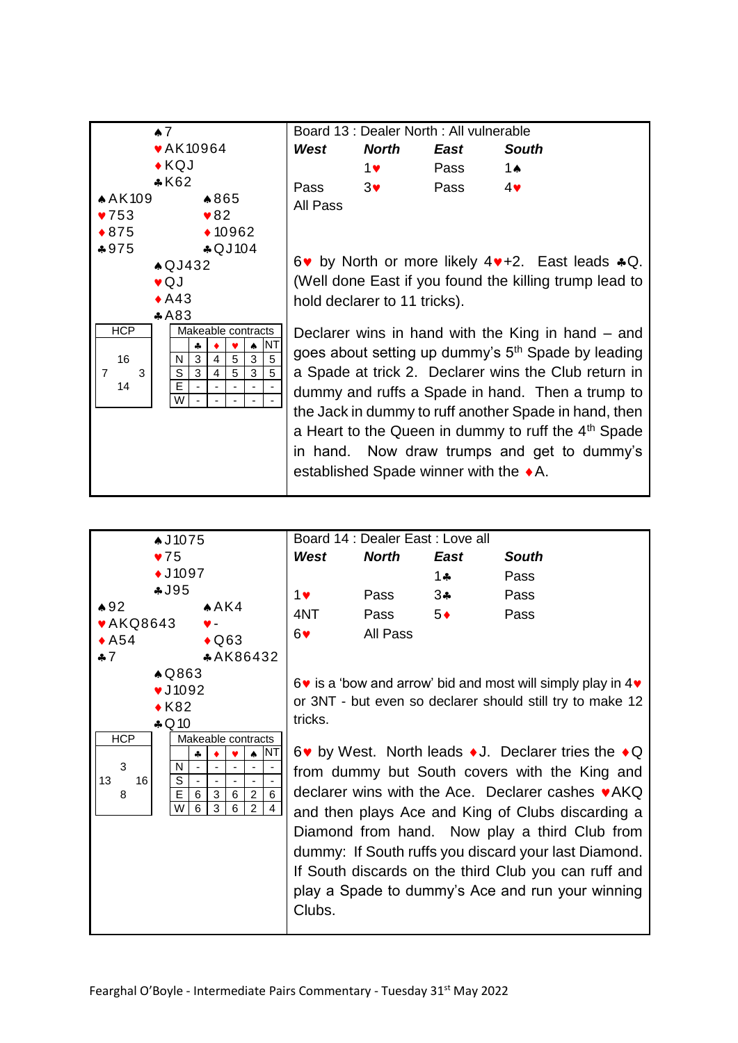## Board 13 : Dealer North : All vulnerable

♠7
♥AK10964
♦KQJ
♣K62

| West | East |
|---|---|
| ♠AK109 | ♠865 |
| ♥753 | ♥82 |
| ♦875 | ♦10962 |
| ♣975 | ♣QJ104 |

♠QJ432
♥QJ
♦A43
♣A83

**HCP**: N 16, W 7, E 3, S 14

**Makeable contracts**

| | ♣ | ♦ | ♥ | ♠ | NT |
|---|---|---|---|---|---|
| N | 3 | 4 | 5 | 3 | 5 |
| S | 3 | 4 | 5 | 3 | 5 |
| E | - | - | - | - | - |
| W | - | - | - | - | - |

| *West* | *North* | *East* | *South* |
|---|---|---|---|
| | 1♥ | Pass | 1♠ |
| Pass | 3♥ | Pass | 4♥ |
| All Pass | | | |

6♥ by North or more likely 4♥+2. East leads ♣Q. (Well done East if you found the killing trump lead to hold declarer to 11 tricks).

Declarer wins in hand with the King in hand – and goes about setting up dummy's 5th Spade by leading a Spade at trick 2. Declarer wins the Club return in dummy and ruffs a Spade in hand. Then a trump to the Jack in dummy to ruff another Spade in hand, then a Heart to the Queen in dummy to ruff the 4th Spade in hand. Now draw trumps and get to dummy's established Spade winner with the ♦A.

## Board 14 : Dealer East : Love all

♠J1075
♥75
♦J1097
♣J95

| West | East |
|---|---|
| ♠92 | ♠AK4 |
| ♥AKQ8643 | ♥- |
| ♦A54 | ♦Q63 |
| ♣7 | ♣AK86432 |

♠Q863
♥J1092
♦K82
♣Q10

**HCP**: N 3, W 13, E 16, S 8

**Makeable contracts**

| | ♣ | ♦ | ♥ | ♠ | NT |
|---|---|---|---|---|---|
| N | - | - | - | - | - |
| S | - | - | - | - | - |
| E | 6 | 3 | 6 | 2 | 6 |
| W | 6 | 3 | 6 | 2 | 4 |

| *West* | *North* | *East* | *South* |
|---|---|---|---|
| | | 1♣ | Pass |
| 1♥ | Pass | 3♣ | Pass |
| 4NT | Pass | 5♦ | Pass |
| 6♥ | All Pass | | |

6♥ is a 'bow and arrow' bid and most will simply play in 4♥ or 3NT - but even so declarer should still try to make 12 tricks.

6♥ by West. North leads ♦J. Declarer tries the ♦Q from dummy but South covers with the King and declarer wins with the Ace. Declarer cashes ♥AKQ and then plays Ace and King of Clubs discarding a Diamond from hand. Now play a third Club from dummy: If South ruffs you discard your last Diamond. If South discards on the third Club you can ruff and play a Spade to dummy's Ace and run your winning Clubs.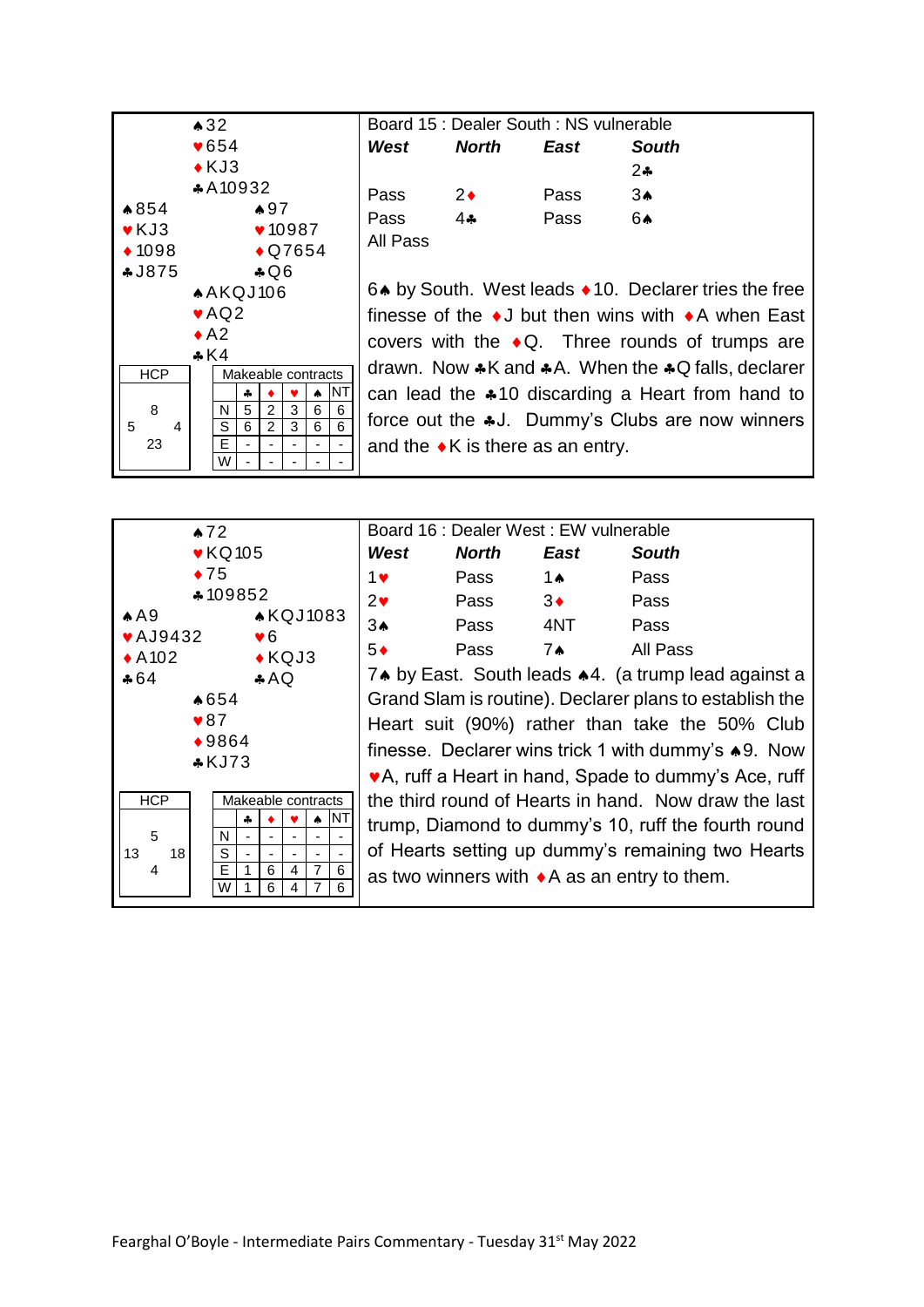## Board 15 : Dealer South : NS vulnerable

**North**
♠32
♥654
♦KJ3
♣A10932

**West**
♠854
♥KJ3
♦1098
♣J875

**East**
♠97
♥10987
♦Q7654
♣Q6

**South**
♠AKQJ106
♥AQ2
♦A2
♣K4

| HCP | |
|---|---|
| N | 8 |
| W | 5 |
| E | 4 |
| S | 23 |

Makeable contracts

| | ♣ | ♦ | ♥ | ♠ | NT |
|---|---|---|---|---|---|
| N | 5 | 2 | 3 | 6 | 6 |
| S | 6 | 2 | 3 | 6 | 6 |
| E | - | - | - | - | - |
| W | - | - | - | - | - |

| *West* | *North* | *East* | *South* |
|---|---|---|---|
| | | | 2♣ |
| Pass | 2♦ | Pass | 3♠ |
| Pass | 4♣ | Pass | 6♠ |
| All Pass | | | |

6♠ by South. West leads ♦10. Declarer tries the free finesse of the ♦J but then wins with ♦A when East covers with the ♦Q. Three rounds of trumps are drawn. Now ♣K and ♣A. When the ♣Q falls, declarer can lead the ♣10 discarding a Heart from hand to force out the ♣J. Dummy's Clubs are now winners and the ♦K is there as an entry.

## Board 16 : Dealer West : EW vulnerable

**North**
♠72
♥KQ105
♦75
♣109852

**West**
♠A9
♥AJ9432
♦A102
♣64

**East**
♠KQJ1083
♥6
♦KQJ3
♣AQ

**South**
♠654
♥87
♦9864
♣KJ73

| HCP | |
|---|---|
| N | 5 |
| W | 13 |
| E | 18 |
| S | 4 |

Makeable contracts

| | ♣ | ♦ | ♥ | ♠ | NT |
|---|---|---|---|---|---|
| N | - | - | - | - | - |
| S | - | - | - | - | - |
| E | 1 | 6 | 4 | 7 | 6 |
| W | 1 | 6 | 4 | 7 | 6 |

| *West* | *North* | *East* | *South* |
|---|---|---|---|
| 1♥ | Pass | 1♠ | Pass |
| 2♥ | Pass | 3♦ | Pass |
| 3♠ | Pass | 4NT | Pass |
| 5♦ | Pass | 7♠ | All Pass |

7♠ by East. South leads ♠4. (a trump lead against a Grand Slam is routine). Declarer plans to establish the Heart suit (90%) rather than take the 50% Club finesse. Declarer wins trick 1 with dummy's ♠9. Now ♥A, ruff a Heart in hand, Spade to dummy's Ace, ruff the third round of Hearts in hand. Now draw the last trump, Diamond to dummy's 10, ruff the fourth round of Hearts setting up dummy's remaining two Hearts as two winners with ♦A as an entry to them.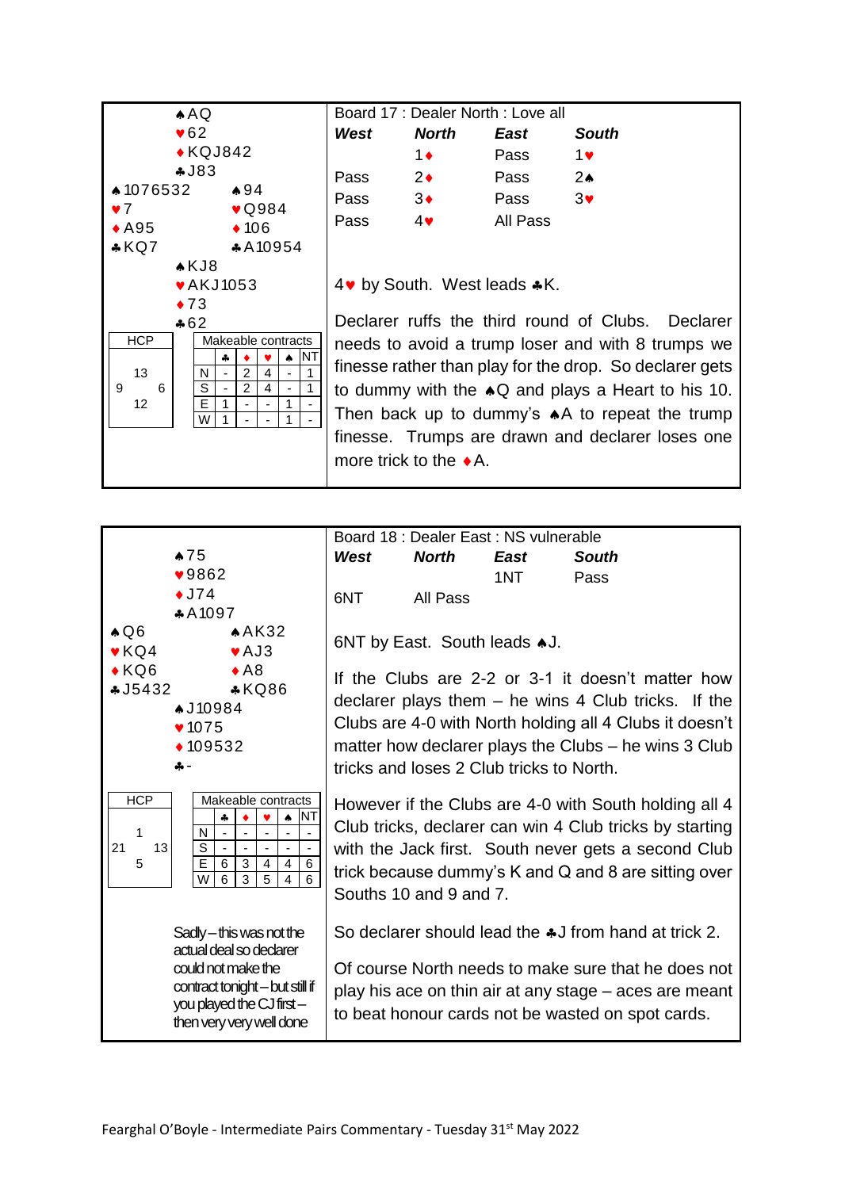## Board 17 : Dealer North : Love all

North
♠AQ
♥62
♦KQJ842
♣J83

West
♠1076532
♥7
♦A95
♣KQ7

East
♠94
♥Q984
♦106
♣A10954

South
♠KJ8
♥AKJ1053
♦73
♣62

| HCP | |
|---|---|
| | 13 |
| 9 | 6 |
| | 12 |

Makeable contracts

| | ♣ | ♦ | ♥ | ♠ | NT |
|---|---|---|---|---|---|
| N | - | 2 | 4 | - | 1 |
| S | - | 2 | 4 | - | 1 |
| E | 1 | - | - | 1 | - |
| W | 1 | - | - | 1 | - |

| West | North | East | South |
|---|---|---|---|
| | 1♦ | Pass | 1♥ |
| Pass | 2♦ | Pass | 2♠ |
| Pass | 3♦ | Pass | 3♥ |
| Pass | 4♥ | All Pass | |

4♥ by South. West leads ♣K.

Declarer ruffs the third round of Clubs. Declarer needs to avoid a trump loser and with 8 trumps we finesse rather than play for the drop. So declarer gets to dummy with the ♠Q and plays a Heart to his 10. Then back up to dummy's ♠A to repeat the trump finesse. Trumps are drawn and declarer loses one more trick to the ♦A.

## Board 18 : Dealer East : NS vulnerable

North
♠75
♥9862
♦J74
♣A1097

West
♠Q6
♥KQ4
♦KQ6
♣J5432

East
♠AK32
♥AJ3
♦A8
♣KQ86

South
♠J10984
♥1075
♦109532
♣-

| HCP | |
|---|---|
| | 1 |
| 21 | 13 |
| | 5 |

Makeable contracts

| | ♣ | ♦ | ♥ | ♠ | NT |
|---|---|---|---|---|---|
| N | - | - | - | - | - |
| S | - | - | - | - | - |
| E | 6 | 3 | 4 | 4 | 6 |
| W | 6 | 3 | 5 | 4 | 6 |

Sadly – this was not the actual deal so declarer could not make the contract tonight – but still if you played the CJ first – then very very well done

| West | North | East | South |
|---|---|---|---|
| | | 1NT | Pass |
| 6NT | All Pass | | |

6NT by East. South leads ♠J.

If the Clubs are 2-2 or 3-1 it doesn't matter how declarer plays them – he wins 4 Club tricks. If the Clubs are 4-0 with North holding all 4 Clubs it doesn't matter how declarer plays the Clubs – he wins 3 Club tricks and loses 2 Club tricks to North.

However if the Clubs are 4-0 with South holding all 4 Club tricks, declarer can win 4 Club tricks by starting with the Jack first. South never gets a second Club trick because dummy's K and Q and 8 are sitting over Souths 10 and 9 and 7.

So declarer should lead the ♣J from hand at trick 2.

Of course North needs to make sure that he does not play his ace on thin air at any stage – aces are meant to beat honour cards not be wasted on spot cards.